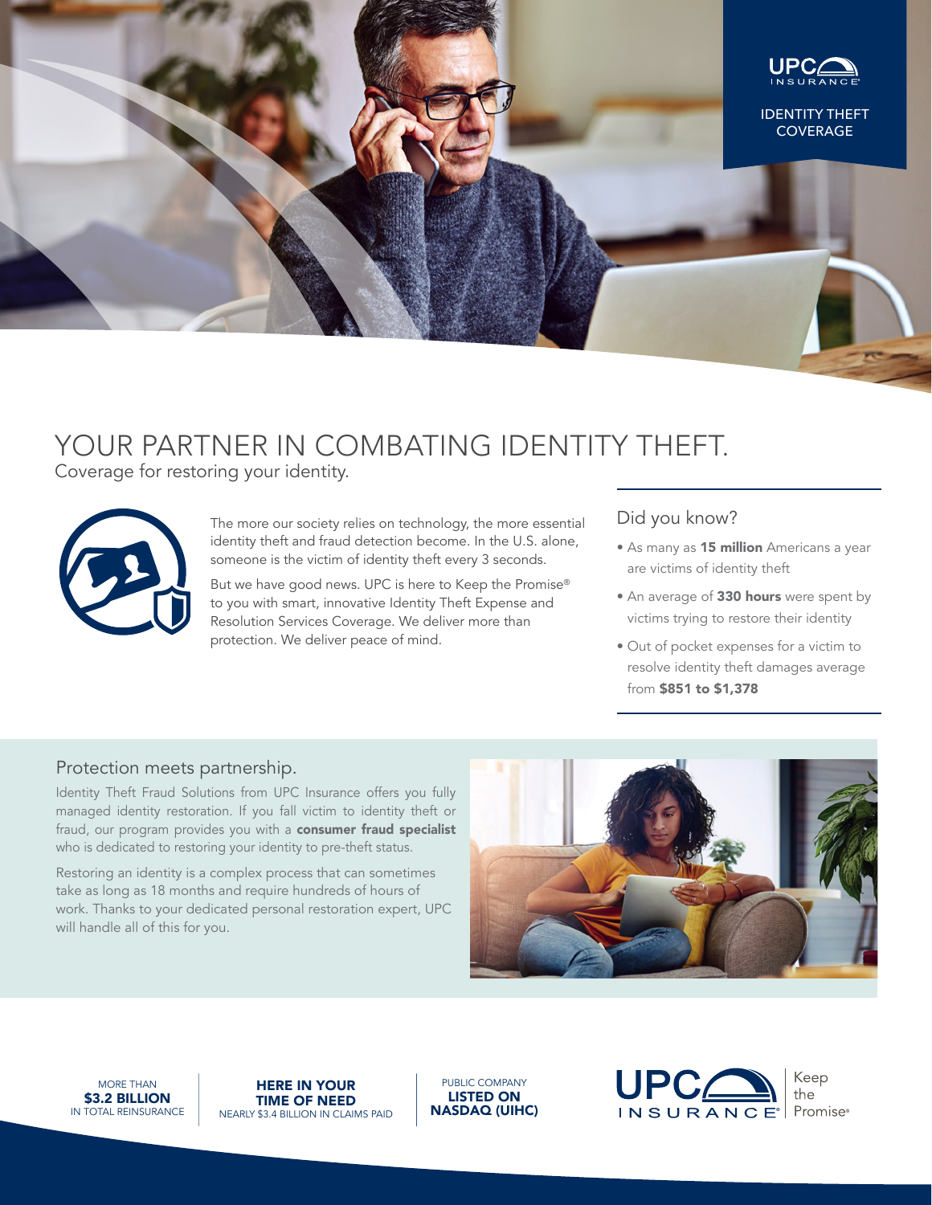UPC INSURANCE

IDENTITY THEFT COVERAGE

# YOUR PARTNER IN COMBATING IDENTITY THEFT.

Coverage for restoring your identity.

The more our society relies on technology, the more essential identity theft and fraud detection become. In the U.S. alone, someone is the victim of identity theft every 3 seconds.

But we have good news. UPC is here to Keep the Promise® to you with smart, innovative Identity Theft Expense and Resolution Services Coverage. We deliver more than protection. We deliver peace of mind.

## Did you know?

- As many as **15 million** Americans a year are victims of identity theft
- An average of **330 hours** were spent by victims trying to restore their identity
- Out of pocket expenses for a victim to resolve identity theft damages average from **$851 to $1,378**

## Protection meets partnership.

Identity Theft Fraud Solutions from UPC Insurance offers you fully managed identity restoration. If you fall victim to identity theft or fraud, our program provides you with a **consumer fraud specialist** who is dedicated to restoring your identity to pre-theft status.

Restoring an identity is a complex process that can sometimes take as long as 18 months and require hundreds of hours of work. Thanks to your dedicated personal restoration expert, UPC will handle all of this for you.

MORE THAN **$3.2 BILLION** IN TOTAL REINSURANCE

**HERE IN YOUR TIME OF NEED** NEARLY $3.4 BILLION IN CLAIMS PAID

PUBLIC COMPANY **LISTED ON NASDAQ (UIHC)**

UPC INSURANCE® | Keep the Promise®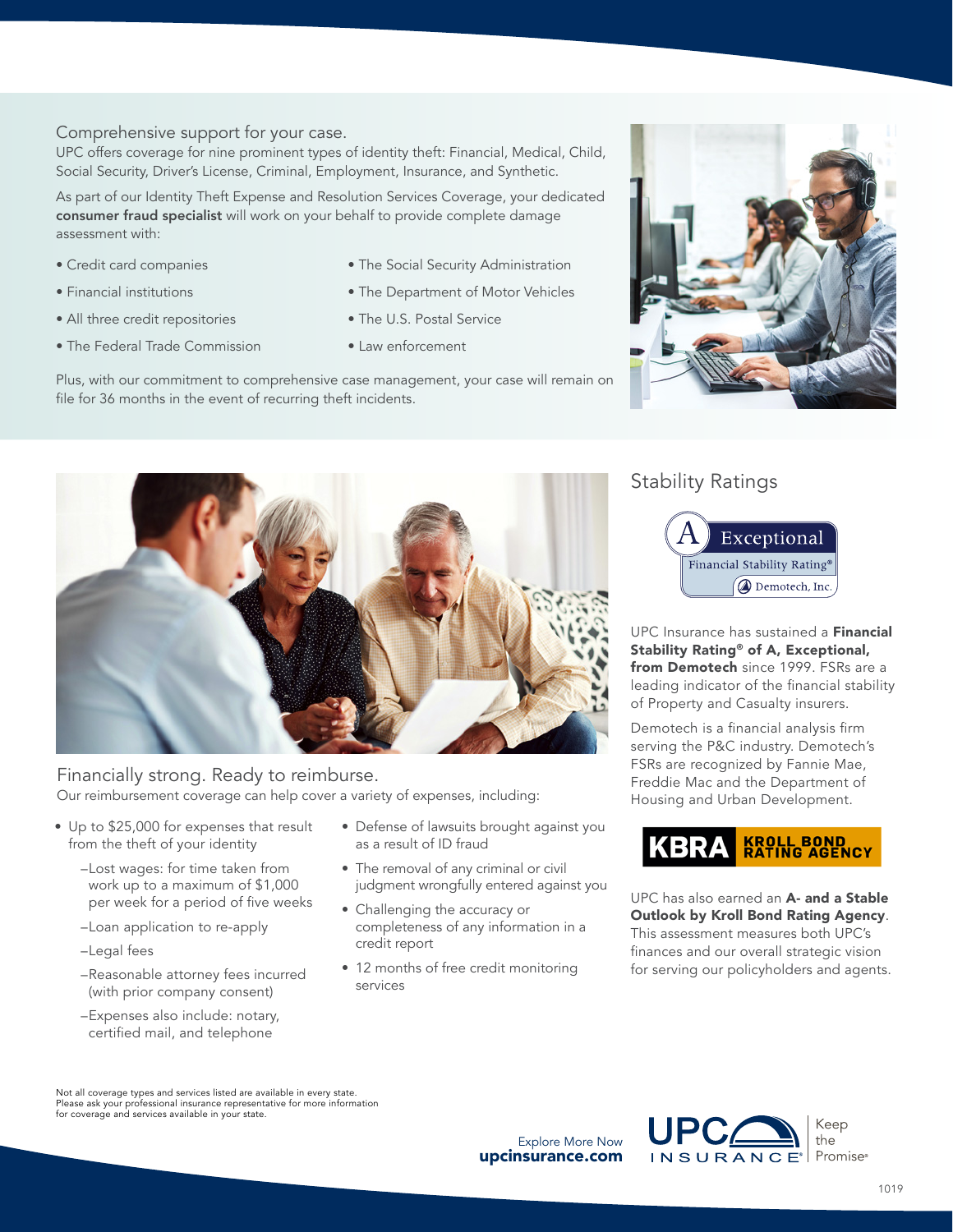## Comprehensive support for your case.

UPC offers coverage for nine prominent types of identity theft: Financial, Medical, Child, Social Security, Driver's License, Criminal, Employment, Insurance, and Synthetic.

As part of our Identity Theft Expense and Resolution Services Coverage, your dedicated **consumer fraud specialist** will work on your behalf to provide complete damage assessment with:

- Credit card companies
- Financial institutions
- All three credit repositories
- The Federal Trade Commission
- The Social Security Administration
- The Department of Motor Vehicles
- The U.S. Postal Service
- Law enforcement

Plus, with our commitment to comprehensive case management, your case will remain on file for 36 months in the event of recurring theft incidents.

## Financially strong. Ready to reimburse.

Our reimbursement coverage can help cover a variety of expenses, including:

- Up to $25,000 for expenses that result from the theft of your identity
  - –Lost wages: for time taken from work up to a maximum of $1,000 per week for a period of five weeks
  - –Loan application to re-apply
  - –Legal fees
  - –Reasonable attorney fees incurred (with prior company consent)
  - –Expenses also include: notary, certified mail, and telephone
- Defense of lawsuits brought against you as a result of ID fraud
- The removal of any criminal or civil judgment wrongfully entered against you
- Challenging the accuracy or completeness of any information in a credit report
- 12 months of free credit monitoring services

## Stability Ratings

A Exceptional
Financial Stability Rating®
Demotech, Inc.

UPC Insurance has sustained a **Financial Stability Rating® of A, Exceptional, from Demotech** since 1999. FSRs are a leading indicator of the financial stability of Property and Casualty insurers.

Demotech is a financial analysis firm serving the P&C industry. Demotech's FSRs are recognized by Fannie Mae, Freddie Mac and the Department of Housing and Urban Development.

KBRA KROLL BOND RATING AGENCY

UPC has also earned an **A- and a Stable Outlook by Kroll Bond Rating Agency**. This assessment measures both UPC's finances and our overall strategic vision for serving our policyholders and agents.

Not all coverage types and services listed are available in every state. Please ask your professional insurance representative for more information for coverage and services available in your state.

Explore More Now
**upcinsurance.com**

UPC INSURANCE® Keep the Promise®

1019